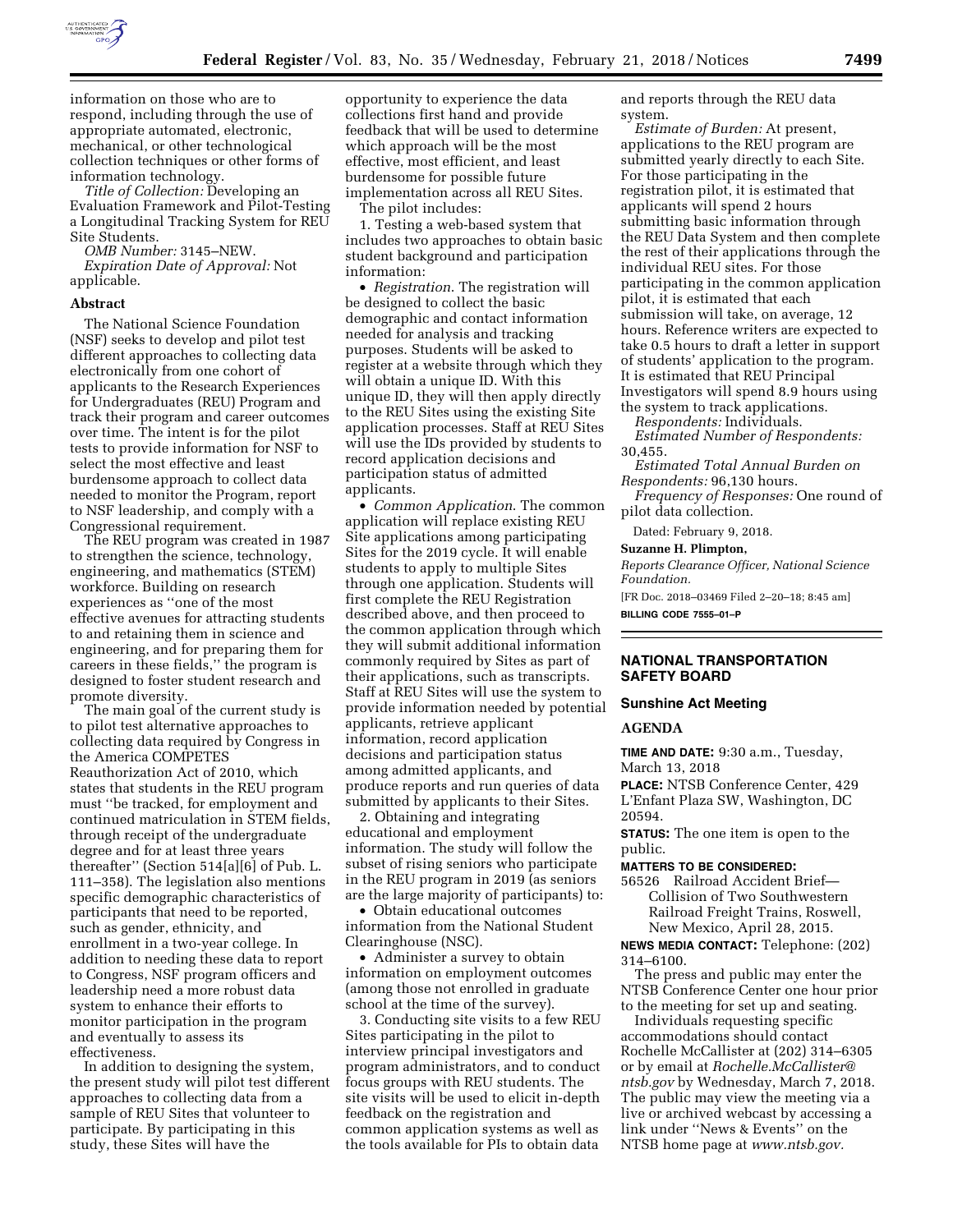information on those who are to respond, including through the use of appropriate automated, electronic, mechanical, or other technological collection techniques or other forms of information technology.

*Title of Collection:* Developing an Evaluation Framework and Pilot-Testing a Longitudinal Tracking System for REU Site Students.

*OMB Number:* 3145–NEW.

*Expiration Date of Approval:* Not applicable.

## Abstract

The National Science Foundation (NSF) seeks to develop and pilot test different approaches to collecting data electronically from one cohort of applicants to the Research Experiences for Undergraduates (REU) Program and track their program and career outcomes over time. The intent is for the pilot tests to provide information for NSF to select the most effective and least burdensome approach to collect data needed to monitor the Program, report to NSF leadership, and comply with a Congressional requirement.

The REU program was created in 1987 to strengthen the science, technology, engineering, and mathematics (STEM) workforce. Building on research experiences as ''one of the most effective avenues for attracting students to and retaining them in science and engineering, and for preparing them for careers in these fields,'' the program is designed to foster student research and promote diversity.

The main goal of the current study is to pilot test alternative approaches to collecting data required by Congress in the America COMPETES Reauthorization Act of 2010, which states that students in the REU program must ''be tracked, for employment and continued matriculation in STEM fields, through receipt of the undergraduate degree and for at least three years thereafter'' (Section 514[a][6] of Pub. L. 111–358). The legislation also mentions specific demographic characteristics of participants that need to be reported, such as gender, ethnicity, and enrollment in a two-year college. In addition to needing these data to report to Congress, NSF program officers and leadership need a more robust data system to enhance their efforts to monitor participation in the program and eventually to assess its effectiveness.

In addition to designing the system, the present study will pilot test different approaches to collecting data from a sample of REU Sites that volunteer to participate. By participating in this study, these Sites will have the opportunity to experience the data collections first hand and provide feedback that will be used to determine which approach will be the most effective, most efficient, and least burdensome for possible future implementation across all REU Sites.

The pilot includes:

1. Testing a web-based system that includes two approaches to obtain basic student background and participation information:

• *Registration*. The registration will be designed to collect the basic demographic and contact information needed for analysis and tracking purposes. Students will be asked to register at a website through which they will obtain a unique ID. With this unique ID, they will then apply directly to the REU Sites using the existing Site application processes. Staff at REU Sites will use the IDs provided by students to record application decisions and participation status of admitted applicants.

• *Common Application*. The common application will replace existing REU Site applications among participating Sites for the 2019 cycle. It will enable students to apply to multiple Sites through one application. Students will first complete the REU Registration described above, and then proceed to the common application through which they will submit additional information commonly required by Sites as part of their applications, such as transcripts. Staff at REU Sites will use the system to provide information needed by potential applicants, retrieve applicant information, record application decisions and participation status among admitted applicants, and produce reports and run queries of data submitted by applicants to their Sites.

2. Obtaining and integrating educational and employment information. The study will follow the subset of rising seniors who participate in the REU program in 2019 (as seniors are the large majority of participants) to:

• Obtain educational outcomes information from the National Student Clearinghouse (NSC).

• Administer a survey to obtain information on employment outcomes (among those not enrolled in graduate school at the time of the survey).

3. Conducting site visits to a few REU Sites participating in the pilot to interview principal investigators and program administrators, and to conduct focus groups with REU students. The site visits will be used to elicit in-depth feedback on the registration and common application systems as well as the tools available for PIs to obtain data and reports through the REU data system.

*Estimate of Burden:* At present, applications to the REU program are submitted yearly directly to each Site. For those participating in the registration pilot, it is estimated that applicants will spend 2 hours submitting basic information through the REU Data System and then complete the rest of their applications through the individual REU sites. For those participating in the common application pilot, it is estimated that each submission will take, on average, 12 hours. Reference writers are expected to take 0.5 hours to draft a letter in support of students' application to the program. It is estimated that REU Principal Investigators will spend 8.9 hours using the system to track applications.

*Respondents:* Individuals.

*Estimated Number of Respondents:* 30,455.

*Estimated Total Annual Burden on Respondents:* 96,130 hours.

*Frequency of Responses:* One round of pilot data collection.

Dated: February 9, 2018.

**Suzanne H. Plimpton,**

*Reports Clearance Officer, National Science Foundation.*

[FR Doc. 2018–03469 Filed 2–20–18; 8:45 am]

**BILLING CODE 7555–01–P**

---

## NATIONAL TRANSPORTATION SAFETY BOARD

### Sunshine Act Meeting

### AGENDA

**TIME AND DATE:** 9:30 a.m., Tuesday, March 13, 2018

**PLACE:** NTSB Conference Center, 429 L'Enfant Plaza SW, Washington, DC 20594.

**STATUS:** The one item is open to the public.

**MATTERS TO BE CONSIDERED:**

56526 Railroad Accident Brief—Collision of Two Southwestern Railroad Freight Trains, Roswell, New Mexico, April 28, 2015.

**NEWS MEDIA CONTACT:** Telephone: (202) 314–6100.

The press and public may enter the NTSB Conference Center one hour prior to the meeting for set up and seating.

Individuals requesting specific accommodations should contact Rochelle McCallister at (202) 314–6305 or by email at *Rochelle.McCallister@ntsb.gov* by Wednesday, March 7, 2018. The public may view the meeting via a live or archived webcast by accessing a link under ''News & Events'' on the NTSB home page at *www.ntsb.gov.*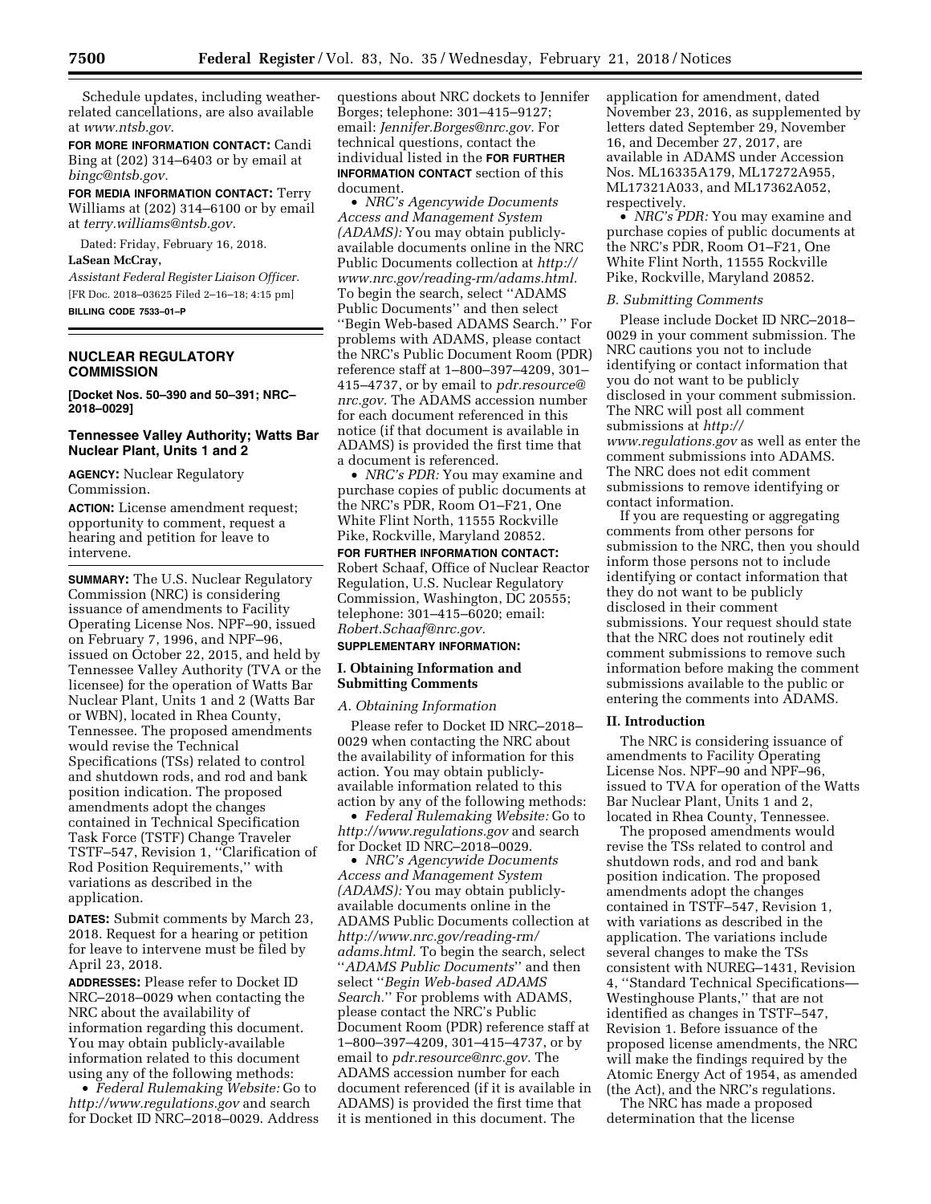Schedule updates, including weather-related cancellations, are also available at *www.ntsb.gov.*

**FOR MORE INFORMATION CONTACT:** Candi Bing at (202) 314–6403 or by email at *bingc@ntsb.gov.*

**FOR MEDIA INFORMATION CONTACT:** Terry Williams at (202) 314–6100 or by email at *terry.williams@ntsb.gov.*

Dated: Friday, February 16, 2018.

**LaSean McCray,**

*Assistant Federal Register Liaison Officer.*

[FR Doc. 2018–03625 Filed 2–16–18; 4:15 pm]

**BILLING CODE 7533–01–P**

## NUCLEAR REGULATORY COMMISSION

**[Docket Nos. 50–390 and 50–391; NRC–2018–0029]**

### Tennessee Valley Authority; Watts Bar Nuclear Plant, Units 1 and 2

**AGENCY:** Nuclear Regulatory Commission.

**ACTION:** License amendment request; opportunity to comment, request a hearing and petition for leave to intervene.

**SUMMARY:** The U.S. Nuclear Regulatory Commission (NRC) is considering issuance of amendments to Facility Operating License Nos. NPF–90, issued on February 7, 1996, and NPF–96, issued on October 22, 2015, and held by Tennessee Valley Authority (TVA or the licensee) for the operation of Watts Bar Nuclear Plant, Units 1 and 2 (Watts Bar or WBN), located in Rhea County, Tennessee. The proposed amendments would revise the Technical Specifications (TSs) related to control and shutdown rods, and rod and bank position indication. The proposed amendments adopt the changes contained in Technical Specification Task Force (TSTF) Change Traveler TSTF–547, Revision 1, ''Clarification of Rod Position Requirements,'' with variations as described in the application.

**DATES:** Submit comments by March 23, 2018. Request for a hearing or petition for leave to intervene must be filed by April 23, 2018.

**ADDRESSES:** Please refer to Docket ID NRC–2018–0029 when contacting the NRC about the availability of information regarding this document. You may obtain publicly-available information related to this document using any of the following methods:

- *Federal Rulemaking Website:* Go to *http://www.regulations.gov* and search for Docket ID NRC–2018–0029. Address questions about NRC dockets to Jennifer Borges; telephone: 301–415–9127; email: *Jennifer.Borges@nrc.gov.* For technical questions, contact the individual listed in the **FOR FURTHER INFORMATION CONTACT** section of this document.
- *NRC's Agencywide Documents Access and Management System (ADAMS):* You may obtain publicly-available documents online in the NRC Public Documents collection at *http://www.nrc.gov/reading-rm/adams.html.* To begin the search, select ''ADAMS Public Documents'' and then select ''Begin Web-based ADAMS Search.'' For problems with ADAMS, please contact the NRC's Public Document Room (PDR) reference staff at 1–800–397–4209, 301–415–4737, or by email to *pdr.resource@nrc.gov.* The ADAMS accession number for each document referenced in this notice (if that document is available in ADAMS) is provided the first time that a document is referenced.
- *NRC's PDR:* You may examine and purchase copies of public documents at the NRC's PDR, Room O1–F21, One White Flint North, 11555 Rockville Pike, Rockville, Maryland 20852.

**FOR FURTHER INFORMATION CONTACT:** Robert Schaaf, Office of Nuclear Reactor Regulation, U.S. Nuclear Regulatory Commission, Washington, DC 20555; telephone: 301–415–6020; email: *Robert.Schaaf@nrc.gov.*

**SUPPLEMENTARY INFORMATION:**

## I. Obtaining Information and Submitting Comments

### *A. Obtaining Information*

Please refer to Docket ID NRC–2018–0029 when contacting the NRC about the availability of information for this action. You may obtain publicly-available information related to this action by any of the following methods:

- *Federal Rulemaking Website:* Go to *http://www.regulations.gov* and search for Docket ID NRC–2018–0029.
- *NRC's Agencywide Documents Access and Management System (ADAMS):* You may obtain publicly-available documents online in the ADAMS Public Documents collection at *http://www.nrc.gov/reading-rm/adams.html.* To begin the search, select ''*ADAMS Public Documents*'' and then select ''*Begin Web-based ADAMS Search.*'' For problems with ADAMS, please contact the NRC's Public Document Room (PDR) reference staff at 1–800–397–4209, 301–415–4737, or by email to *pdr.resource@nrc.gov.* The ADAMS accession number for each document referenced (if it is available in ADAMS) is provided the first time that it is mentioned in this document. The application for amendment, dated November 23, 2016, as supplemented by letters dated September 29, November 16, and December 27, 2017, are available in ADAMS under Accession Nos. ML16335A179, ML17272A955, ML17321A033, and ML17362A052, respectively.
- *NRC's PDR:* You may examine and purchase copies of public documents at the NRC's PDR, Room O1–F21, One White Flint North, 11555 Rockville Pike, Rockville, Maryland 20852.

### *B. Submitting Comments*

Please include Docket ID NRC–2018–0029 in your comment submission. The NRC cautions you not to include identifying or contact information that you do not want to be publicly disclosed in your comment submission. The NRC will post all comment submissions at *http://www.regulations.gov* as well as enter the comment submissions into ADAMS. The NRC does not edit comment submissions to remove identifying or contact information.

If you are requesting or aggregating comments from other persons for submission to the NRC, then you should inform those persons not to include identifying or contact information that they do not want to be publicly disclosed in their comment submissions. Your request should state that the NRC does not routinely edit comment submissions to remove such information before making the comment submissions available to the public or entering the comment submissions into ADAMS.

## II. Introduction

The NRC is considering issuance of amendments to Facility Operating License Nos. NPF–90 and NPF–96, issued to TVA for operation of the Watts Bar Nuclear Plant, Units 1 and 2, located in Rhea County, Tennessee.

The proposed amendments would revise the TSs related to control and shutdown rods, and rod and bank position indication. The proposed amendments adopt the changes contained in TSTF–547, Revision 1, with variations as described in the application. The variations include several changes to make the TSs consistent with NUREG–1431, Revision 4, ''Standard Technical Specifications—Westinghouse Plants,'' that are not identified as changes in TSTF–547, Revision 1. Before issuance of the proposed license amendments, the NRC will make the findings required by the Atomic Energy Act of 1954, as amended (the Act), and the NRC's regulations.

The NRC has made a proposed determination that the license